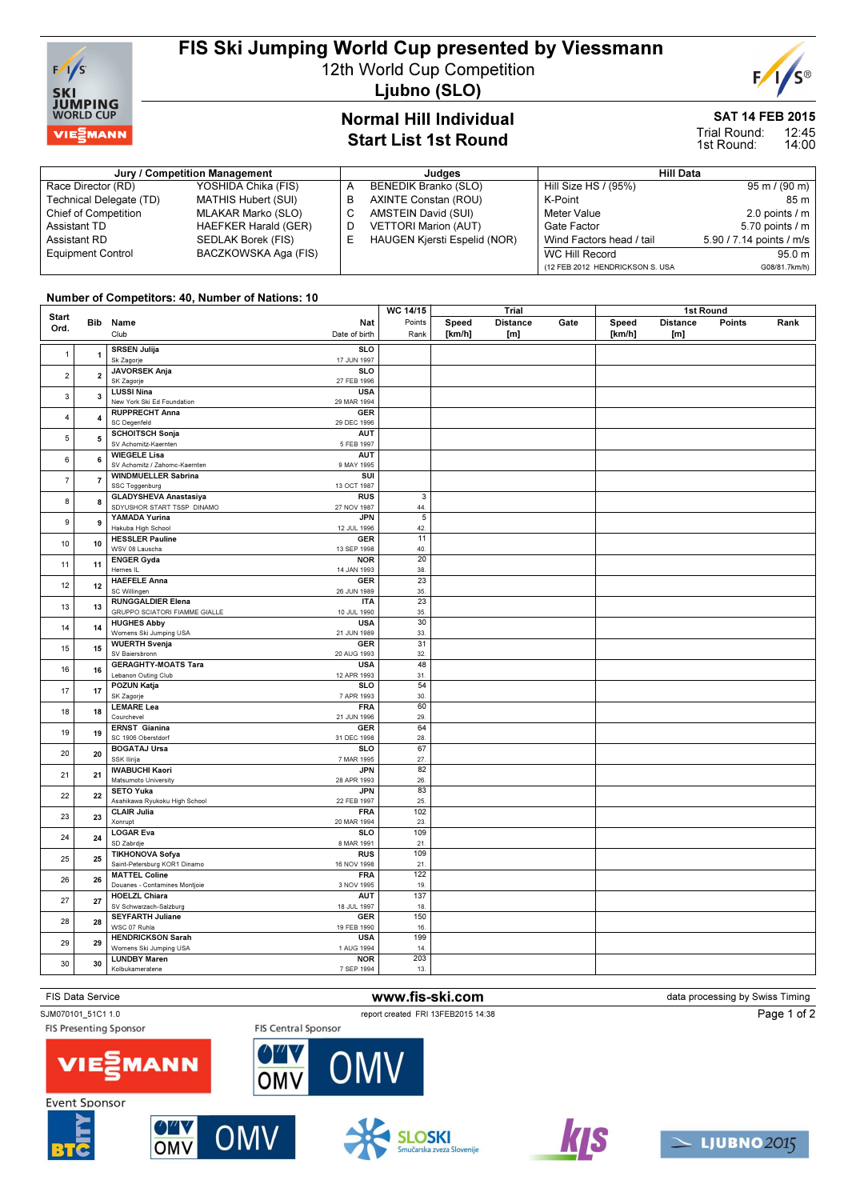# FIS Ski Jumping World Cup presented by Viessmann

## 12th World Cup Competition

## Ljubno (SLO)

### Normal Hill Individual
### Start List 1st Round

**SAT 14 FEB 2015**
Trial Round: 12:45
1st Round: 14:00

| Jury / Competition Management | | Judges | | Hill Data | |
|---|---|---|---|---|---|
| Race Director (RD) | YOSHIDA Chika (FIS) | A | BENEDIK Branko (SLO) | Hill Size HS / (95%) | 95 m / (90 m) |
| Technical Delegate (TD) | MATHIS Hubert (SUI) | B | AXINTE Constan (ROU) | K-Point | 85 m |
| Chief of Competition | MLAKAR Marko (SLO) | C | AMSTEIN David (SUI) | Meter Value | 2.0 points / m |
| Assistant TD | HAEFKER Harald (GER) | D | VETTORI Marion (AUT) | Gate Factor | 5.70 points / m |
| Assistant RD | SEDLAK Borek (FIS) | E | HAUGEN Kjersti Espelid (NOR) | Wind Factors head / tail | 5.90 / 7.14 points / m/s |
| Equipment Control | BACZKOWSKA Aga (FIS) | | | WC Hill Record | 95.0 m |
| | | | | (12 FEB 2012 HENDRICKSON S. USA | G08/81.7km/h) |

**Number of Competitors: 40, Number of Nations: 10**

| Start Ord. | Bib | Name / Club | Nat / Date of birth | WC 14/15 Points / Rank | Trial Speed [km/h] | Trial Distance [m] | Trial Gate | 1st Round Speed [km/h] | 1st Round Distance [m] | 1st Round Points | 1st Round Rank |
|---|---|---|---|---|---|---|---|---|---|---|---|
| 1 | 1 | SRSEN Julija / Sk Zagorje | SLO / 17 JUN 1997 | | | | | | | | |
| 2 | 2 | JAVORSEK Anja / SK Zagorje | SLO / 27 FEB 1996 | | | | | | | | |
| 3 | 3 | LUSSI Nina / New York Ski Ed Foundation | USA / 29 MAR 1994 | | | | | | | | |
| 4 | 4 | RUPPRECHT Anna / SC Degenfeld | GER / 29 DEC 1996 | | | | | | | | |
| 5 | 5 | SCHOITSCH Sonja / SV Achomitz-Kaernten | AUT / 5 FEB 1997 | | | | | | | | |
| 6 | 6 | WIEGELE Lisa / SV Achomitz / Zahomc-Kaernten | AUT / 9 MAY 1995 | | | | | | | | |
| 7 | 7 | WINDMUELLER Sabrina / SSC Toggenburg | SUI / 13 OCT 1987 | | | | | | | | |
| 8 | 8 | GLADYSHEVA Anastasiya / SDYUSHOR START TSSP DINAMO | RUS / 27 NOV 1987 | 3 / 44. | | | | | | | |
| 9 | 9 | YAMADA Yurina / Hakuba High School | JPN / 12 JUL 1996 | 5 / 42. | | | | | | | |
| 10 | 10 | HESSLER Pauline / WSV 08 Lauscha | GER / 13 SEP 1998 | 11 / 40. | | | | | | | |
| 11 | 11 | ENGER Gyda / Hernes IL | NOR / 14 JAN 1993 | 20 / 38. | | | | | | | |
| 12 | 12 | HAEFELE Anna / SC Willingen | GER / 26 JUN 1989 | 23 / 35. | | | | | | | |
| 13 | 13 | RUNGGALDIER Elena / GRUPPO SCIATORI FIAMME GIALLE | ITA / 10 JUL 1990 | 23 / 35. | | | | | | | |
| 14 | 14 | HUGHES Abby / Womens Ski Jumping USA | USA / 21 JUN 1989 | 30 / 33. | | | | | | | |
| 15 | 15 | WUERTH Svenja / SV Baiersbronn | GER / 20 AUG 1993 | 31 / 32. | | | | | | | |
| 16 | 16 | GERAGHTY-MOATS Tara / Lebanon Outing Club | USA / 12 APR 1993 | 48 / 31. | | | | | | | |
| 17 | 17 | POZUN Katja / SK Zagorje | SLO / 7 APR 1993 | 54 / 30. | | | | | | | |
| 18 | 18 | LEMARE Lea / Courchevel | FRA / 21 JUN 1996 | 60 / 29. | | | | | | | |
| 19 | 19 | ERNST Gianina / SC 1906 Oberstdorf | GER / 31 DEC 1998 | 64 / 28. | | | | | | | |
| 20 | 20 | BOGATAJ Ursa / SSK Ilirija | SLO / 7 MAR 1995 | 67 / 27. | | | | | | | |
| 21 | 21 | IWABUCHI Kaori / Matsumoto University | JPN / 28 APR 1993 | 82 / 26. | | | | | | | |
| 22 | 22 | SETO Yuka / Asahikawa Ryukoku High School | JPN / 22 FEB 1997 | 83 / 25. | | | | | | | |
| 23 | 23 | CLAIR Julia / Xonrupt | FRA / 20 MAR 1994 | 102 / 23. | | | | | | | |
| 24 | 24 | LOGAR Eva / SD Zabrdje | SLO / 8 MAR 1991 | 109 / 21. | | | | | | | |
| 25 | 25 | TIKHONOVA Sofya / Saint-Petersburg KOR1 Dinamo | RUS / 16 NOV 1998 | 109 / 21. | | | | | | | |
| 26 | 26 | MATTEL Coline / Douanes - Contamines Montjoie | FRA / 3 NOV 1995 | 122 / 19. | | | | | | | |
| 27 | 27 | HOELZL Chiara / SV Schwarzach-Salzburg | AUT / 18 JUL 1997 | 137 / 18. | | | | | | | |
| 28 | 28 | SEYFARTH Juliane / WSC 07 Ruhla | GER / 19 FEB 1990 | 150 / 16. | | | | | | | |
| 29 | 29 | HENDRICKSON Sarah / Womens Ski Jumping USA | USA / 1 AUG 1994 | 199 / 14. | | | | | | | |
| 30 | 30 | LUNDBY Maren / Kolbukameratene | NOR / 7 SEP 1994 | 203 / 13. | | | | | | | |

FIS Data Service | www.fis-ski.com | data processing by Swiss Timing

SJM070101_51C1 1.0 | report created FRI 13FEB2015 14:38

FIS Presenting Sponsor: VIESMANN | FIS Central Sponsor: OMV | Event Sponsor: BTC, OMV, SLOSKI Smučarska zveza Slovenije, KLS, LJUBNO 2015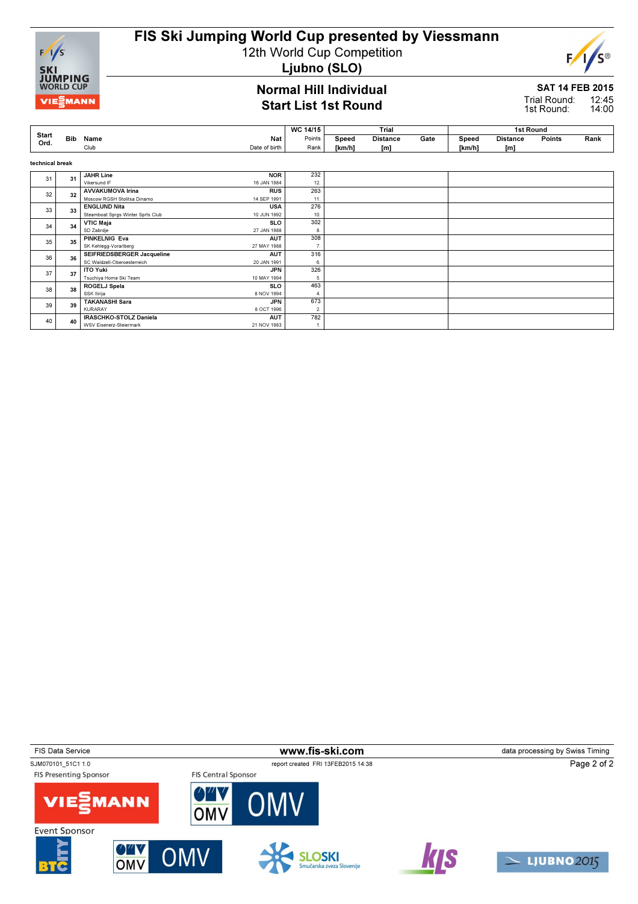# FIS Ski Jumping World Cup presented by Viessmann

12th World Cup Competition

Ljubno (SLO)

## Normal Hill Individual

## Start List 1st Round

SAT 14 FEB 2015

Trial Round: 12:45

1st Round: 14:00

| Start Ord. | Bib | Name / Club | Nat / Date of birth | WC 14/15 Points / Rank | Trial Speed [km/h] | Trial Distance [m] | Trial Gate | 1st Round Speed [km/h] | 1st Round Distance [m] | 1st Round Points | 1st Round Rank |
|---|---|---|---|---|---|---|---|---|---|---|---|
| technical break | | | | | | | | | | | |
| 31 | 31 | JAHR Line / Vikersund IF | NOR / 16 JAN 1984 | 232 / 12. | | | | | | | |
| 32 | 32 | AVVAKUMOVA Irina / Moscow RGSH Stolitsa Dinamo | RUS / 14 SEP 1991 | 263 / 11. | | | | | | | |
| 33 | 33 | ENGLUND Nita / Steamboat Sprgs Winter Sprts Club | USA / 10 JUN 1992 | 276 / 10. | | | | | | | |
| 34 | 34 | VTIC Maja / SD Zabrdje | SLO / 27 JAN 1988 | 302 / 8. | | | | | | | |
| 35 | 35 | PINKELNIG Eva / SK Kehlegg-Vorarlberg | AUT / 27 MAY 1988 | 308 / 7. | | | | | | | |
| 36 | 36 | SEIFRIEDSBERGER Jacqueline / SC Waldzell-Oberoesterreich | AUT / 20 JAN 1991 | 316 / 6. | | | | | | | |
| 37 | 37 | ITO Yuki / Tsuchiya Home Ski Team | JPN / 10 MAY 1994 | 326 / 5. | | | | | | | |
| 38 | 38 | ROGELJ Spela / SSK Ilirija | SLO / 8 NOV 1994 | 463 / 4. | | | | | | | |
| 39 | 39 | TAKANASHI Sara / KURARAY | JPN / 8 OCT 1996 | 673 / 2. | | | | | | | |
| 40 | 40 | IRASCHKO-STOLZ Daniela / WSV Eisenerz-Steiermark | AUT / 21 NOV 1983 | 782 / 1. | | | | | | | |

FIS Data Service www.fis-ski.com data processing by Swiss Timing

SJM070101_51C1 1.0 report created FRI 13FEB2015 14:38

FIS Presenting Sponsor FIS Central Sponsor

Event Sponsor